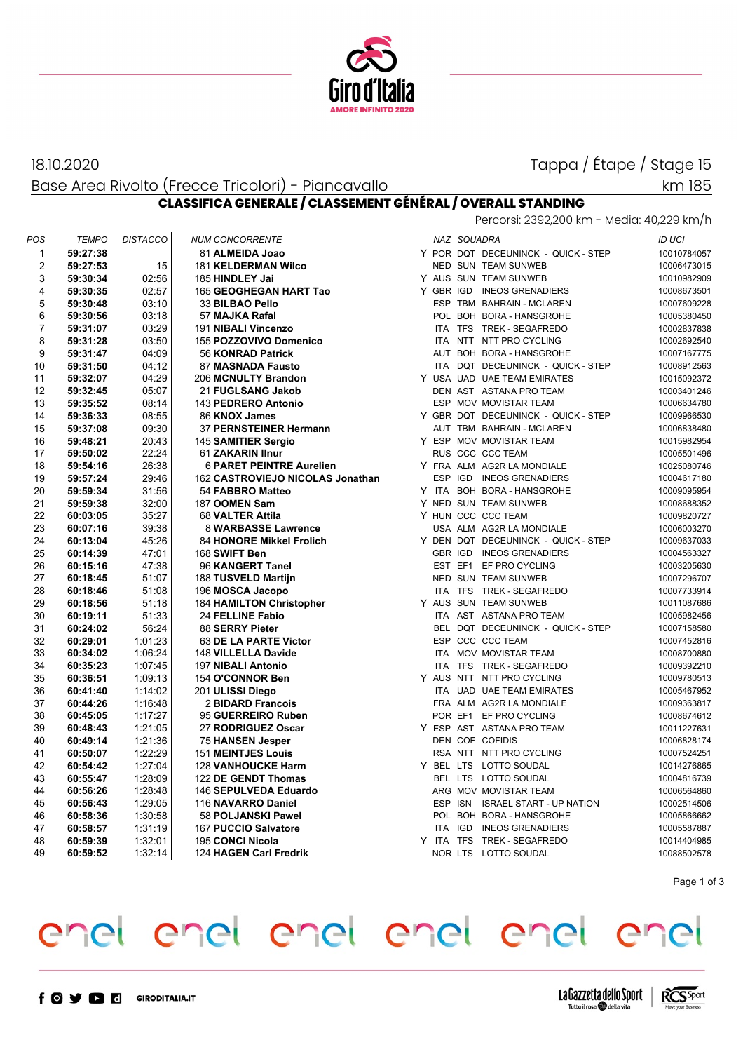18.10.2020

Tappa / Étape / Stage 15

Base Area Rivolto (Frecce Tricolori) - Piancavallo

km 185

## CLASSIFICA GENERALE / CLASSEMENT GÉNÉRAL / OVERALL STANDING

Percorsi: 2392,200 km - Media: 40,229 km/h

| POS | TEMPO | DISTACCO | NUM CONCORRENTE | | NAZ | SQUADRA | | ID UCI |
|---|---|---|---|---|---|---|---|---|
| 1 | **59:27:38** | | 81 **ALMEIDA Joao** | Y | POR | DQT | DECEUNINCK - QUICK - STEP | 10010784057 |
| 2 | **59:27:53** | 15 | 181 **KELDERMAN Wilco** | | NED | SUN | TEAM SUNWEB | 10006473015 |
| 3 | **59:30:34** | 02:56 | 185 **HINDLEY Jai** | Y | AUS | SUN | TEAM SUNWEB | 10010982909 |
| 4 | **59:30:35** | 02:57 | 165 **GEOGHEGAN HART Tao** | Y | GBR | IGD | INEOS GRENADIERS | 10008673501 |
| 5 | **59:30:48** | 03:10 | 33 **BILBAO Pello** | | ESP | TBM | BAHRAIN - MCLAREN | 10007609228 |
| 6 | **59:30:56** | 03:18 | 57 **MAJKA Rafal** | | POL | BOH | BORA - HANSGROHE | 10005380450 |
| 7 | **59:31:07** | 03:29 | 191 **NIBALI Vincenzo** | | ITA | TFS | TREK - SEGAFREDO | 10002837838 |
| 8 | **59:31:28** | 03:50 | 155 **POZZOVIVO Domenico** | | ITA | NTT | NTT PRO CYCLING | 10002692540 |
| 9 | **59:31:47** | 04:09 | 56 **KONRAD Patrick** | | AUT | BOH | BORA - HANSGROHE | 10007167775 |
| 10 | **59:31:50** | 04:12 | 87 **MASNADA Fausto** | | ITA | DQT | DECEUNINCK - QUICK - STEP | 10008912563 |
| 11 | **59:32:07** | 04:29 | 206 **MCNULTY Brandon** | Y | USA | UAD | UAE TEAM EMIRATES | 10015092372 |
| 12 | **59:32:45** | 05:07 | 21 **FUGLSANG Jakob** | | DEN | AST | ASTANA PRO TEAM | 10003401246 |
| 13 | **59:35:52** | 08:14 | 143 **PEDRERO Antonio** | | ESP | MOV | MOVISTAR TEAM | 10006634780 |
| 14 | **59:36:33** | 08:55 | 86 **KNOX James** | Y | GBR | DQT | DECEUNINCK - QUICK - STEP | 10009966530 |
| 15 | **59:37:08** | 09:30 | 37 **PERNSTEINER Hermann** | | AUT | TBM | BAHRAIN - MCLAREN | 10006838480 |
| 16 | **59:48:21** | 20:43 | 145 **SAMITIER Sergio** | Y | ESP | MOV | MOVISTAR TEAM | 10015982954 |
| 17 | **59:50:02** | 22:24 | 61 **ZAKARIN Ilnur** | | RUS | CCC | CCC TEAM | 10005501496 |
| 18 | **59:54:16** | 26:38 | 6 **PARET PEINTRE Aurelien** | Y | FRA | ALM | AG2R LA MONDIALE | 10025080746 |
| 19 | **59:57:24** | 29:46 | 162 **CASTROVIEJO NICOLAS Jonathan** | | ESP | IGD | INEOS GRENADIERS | 10004617180 |
| 20 | **59:59:34** | 31:56 | 54 **FABBRO Matteo** | Y | ITA | BOH | BORA - HANSGROHE | 10009095954 |
| 21 | **59:59:38** | 32:00 | 187 **OOMEN Sam** | Y | NED | SUN | TEAM SUNWEB | 10008688352 |
| 22 | **60:03:05** | 35:27 | 68 **VALTER Attila** | Y | HUN | CCC | CCC TEAM | 10009820727 |
| 23 | **60:07:16** | 39:38 | 8 **WARBASSE Lawrence** | | USA | ALM | AG2R LA MONDIALE | 10006003270 |
| 24 | **60:13:04** | 45:26 | 84 **HONORE Mikkel Frolich** | Y | DEN | DQT | DECEUNINCK - QUICK - STEP | 10009637033 |
| 25 | **60:14:39** | 47:01 | 168 **SWIFT Ben** | | GBR | IGD | INEOS GRENADIERS | 10004563327 |
| 26 | **60:15:16** | 47:38 | 96 **KANGERT Tanel** | | EST | EF1 | EF PRO CYCLING | 10003205630 |
| 27 | **60:18:45** | 51:07 | 188 **TUSVELD Martijn** | | NED | SUN | TEAM SUNWEB | 10007296707 |
| 28 | **60:18:46** | 51:08 | 196 **MOSCA Jacopo** | | ITA | TFS | TREK - SEGAFREDO | 10007733914 |
| 29 | **60:18:56** | 51:18 | 184 **HAMILTON Christopher** | Y | AUS | SUN | TEAM SUNWEB | 10011087686 |
| 30 | **60:19:11** | 51:33 | 24 **FELLINE Fabio** | | ITA | AST | ASTANA PRO TEAM | 10005982456 |
| 31 | **60:24:02** | 56:24 | 88 **SERRY Pieter** | | BEL | DQT | DECEUNINCK - QUICK - STEP | 10007158580 |
| 32 | **60:29:01** | 1:01:23 | 63 **DE LA PARTE Victor** | | ESP | CCC | CCC TEAM | 10007452816 |
| 33 | **60:34:02** | 1:06:24 | 148 **VILLELLA Davide** | | ITA | MOV | MOVISTAR TEAM | 10008700880 |
| 34 | **60:35:23** | 1:07:45 | 197 **NIBALI Antonio** | | ITA | TFS | TREK - SEGAFREDO | 10009392210 |
| 35 | **60:36:51** | 1:09:13 | 154 **O'CONNOR Ben** | Y | AUS | NTT | NTT PRO CYCLING | 10009780513 |
| 36 | **60:41:40** | 1:14:02 | 201 **ULISSI Diego** | | ITA | UAD | UAE TEAM EMIRATES | 10005467952 |
| 37 | **60:44:26** | 1:16:48 | 2 **BIDARD Francois** | | FRA | ALM | AG2R LA MONDIALE | 10009363817 |
| 38 | **60:45:05** | 1:17:27 | 95 **GUERREIRO Ruben** | | POR | EF1 | EF PRO CYCLING | 10008674612 |
| 39 | **60:48:43** | 1:21:05 | 27 **RODRIGUEZ Oscar** | Y | ESP | AST | ASTANA PRO TEAM | 10011227631 |
| 40 | **60:49:14** | 1:21:36 | 75 **HANSEN Jesper** | | DEN | COF | COFIDIS | 10006828174 |
| 41 | **60:50:07** | 1:22:29 | 151 **MEINTJES Louis** | | RSA | NTT | NTT PRO CYCLING | 10007524251 |
| 42 | **60:54:42** | 1:27:04 | 128 **VANHOUCKE Harm** | Y | BEL | LTS | LOTTO SOUDAL | 10014276865 |
| 43 | **60:55:47** | 1:28:09 | 122 **DE GENDT Thomas** | | BEL | LTS | LOTTO SOUDAL | 10004816739 |
| 44 | **60:56:26** | 1:28:48 | 146 **SEPULVEDA Eduardo** | | ARG | MOV | MOVISTAR TEAM | 10006564860 |
| 45 | **60:56:43** | 1:29:05 | 116 **NAVARRO Daniel** | | ESP | ISN | ISRAEL START - UP NATION | 10002514506 |
| 46 | **60:58:36** | 1:30:58 | 58 **POLJANSKI Pawel** | | POL | BOH | BORA - HANSGROHE | 10005866662 |
| 47 | **60:58:57** | 1:31:19 | 167 **PUCCIO Salvatore** | | ITA | IGD | INEOS GRENADIERS | 10005587887 |
| 48 | **60:59:39** | 1:32:01 | 195 **CONCI Nicola** | Y | ITA | TFS | TREK - SEGAFREDO | 10014404985 |
| 49 | **60:59:52** | 1:32:14 | 124 **HAGEN Carl Fredrik** | | NOR | LTS | LOTTO SOUDAL | 10088502578 |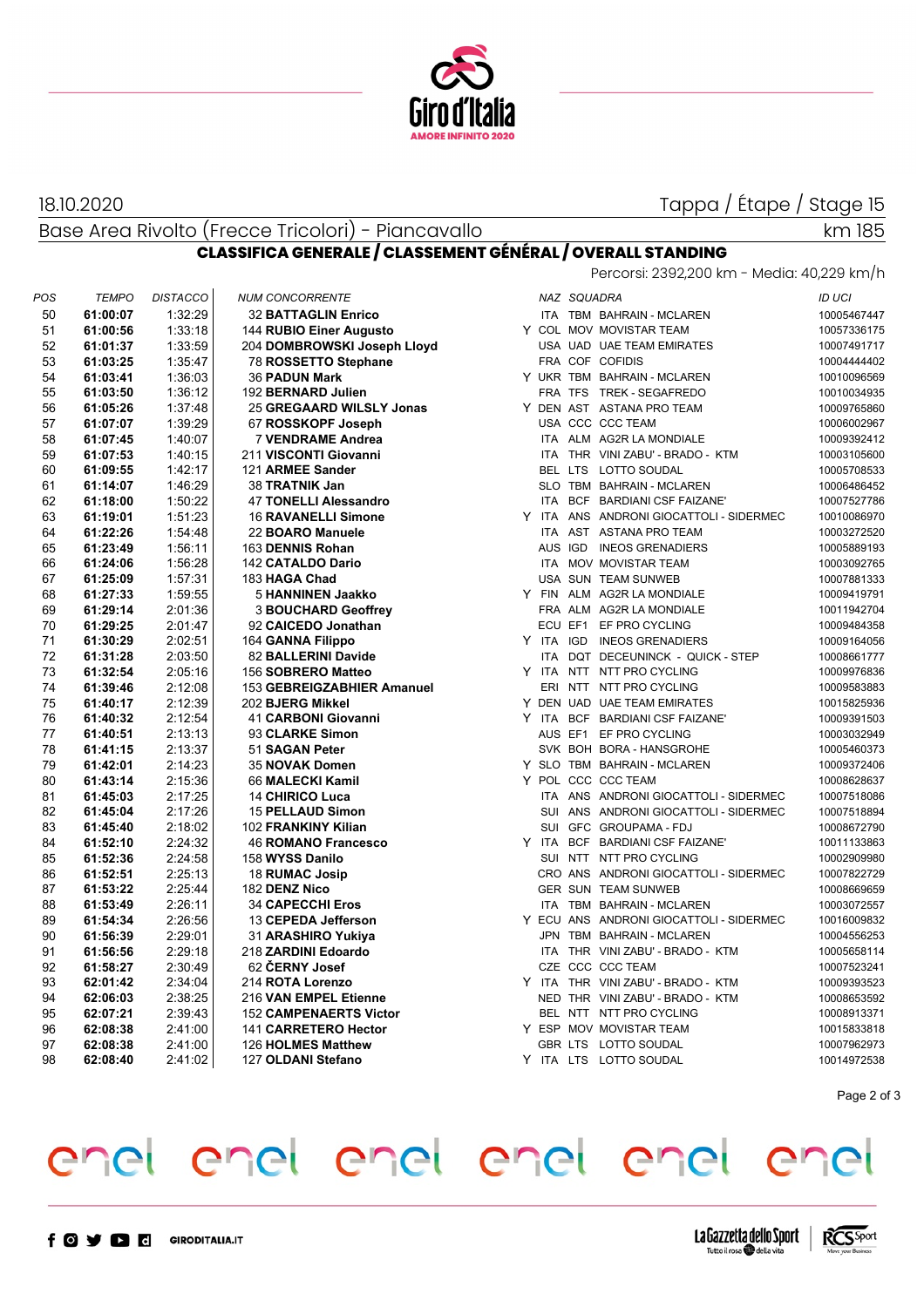18.10.2020

Tappa / Étape / Stage 15

Base Area Rivolto (Frecce Tricolori) - Piancavallo

km 185

## CLASSIFICA GENERALE / CLASSEMENT GÉNÉRAL / OVERALL STANDING

Percorsi: 2392,200 km - Media: 40,229 km/h

| POS | TEMPO | DISTACCO | NUM CONCORRENTE | | NAZ | SQUADRA | | ID UCI |
|---|---|---|---|---|---|---|---|---|
| 50 | **61:00:07** | 1:32:29 | 32 **BATTAGLIN Enrico** | | ITA | TBM | BAHRAIN - MCLAREN | 10005467447 |
| 51 | **61:00:56** | 1:33:18 | 144 **RUBIO Einer Augusto** | Y | COL | MOV | MOVISTAR TEAM | 10057336175 |
| 52 | **61:01:37** | 1:33:59 | 204 **DOMBROWSKI Joseph Lloyd** | | USA | UAD | UAE TEAM EMIRATES | 10007491717 |
| 53 | **61:03:25** | 1:35:47 | 78 **ROSSETTO Stephane** | | FRA | COF | COFIDIS | 10004444402 |
| 54 | **61:03:41** | 1:36:03 | 36 **PADUN Mark** | Y | UKR | TBM | BAHRAIN - MCLAREN | 10010096569 |
| 55 | **61:03:50** | 1:36:12 | 192 **BERNARD Julien** | | FRA | TFS | TREK - SEGAFREDO | 10010034935 |
| 56 | **61:05:26** | 1:37:48 | 25 **GREGAARD WILSLY Jonas** | Y | DEN | AST | ASTANA PRO TEAM | 10009765860 |
| 57 | **61:07:07** | 1:39:29 | 67 **ROSSKOPF Joseph** | | USA | CCC | CCC TEAM | 10006002967 |
| 58 | **61:07:45** | 1:40:07 | 7 **VENDRAME Andrea** | | ITA | ALM | AG2R LA MONDIALE | 10009392412 |
| 59 | **61:07:53** | 1:40:15 | 211 **VISCONTI Giovanni** | | ITA | THR | VINI ZABU' - BRADO - KTM | 10003105600 |
| 60 | **61:09:55** | 1:42:17 | 121 **ARMEE Sander** | | BEL | LTS | LOTTO SOUDAL | 10005708533 |
| 61 | **61:14:07** | 1:46:29 | 38 **TRATNIK Jan** | | SLO | TBM | BAHRAIN - MCLAREN | 10006486452 |
| 62 | **61:18:00** | 1:50:22 | 47 **TONELLI Alessandro** | | ITA | BCF | BARDIANI CSF FAIZANE' | 10007527786 |
| 63 | **61:19:01** | 1:51:23 | 16 **RAVANELLI Simone** | Y | ITA | ANS | ANDRONI GIOCATTOLI - SIDERMEC | 10010086970 |
| 64 | **61:22:26** | 1:54:48 | 22 **BOARO Manuele** | | ITA | AST | ASTANA PRO TEAM | 10003272520 |
| 65 | **61:23:49** | 1:56:11 | 163 **DENNIS Rohan** | | AUS | IGD | INEOS GRENADIERS | 10005889193 |
| 66 | **61:24:06** | 1:56:28 | 142 **CATALDO Dario** | | ITA | MOV | MOVISTAR TEAM | 10003092765 |
| 67 | **61:25:09** | 1:57:31 | 183 **HAGA Chad** | | USA | SUN | TEAM SUNWEB | 10007881333 |
| 68 | **61:27:33** | 1:59:55 | 5 **HANNINEN Jaakko** | Y | FIN | ALM | AG2R LA MONDIALE | 10009419791 |
| 69 | **61:29:14** | 2:01:36 | 3 **BOUCHARD Geoffrey** | | FRA | ALM | AG2R LA MONDIALE | 10011942704 |
| 70 | **61:29:25** | 2:01:47 | 92 **CAICEDO Jonathan** | | ECU | EF1 | EF PRO CYCLING | 10009484358 |
| 71 | **61:30:29** | 2:02:51 | 164 **GANNA Filippo** | Y | ITA | IGD | INEOS GRENADIERS | 10009164056 |
| 72 | **61:31:28** | 2:03:50 | 82 **BALLERINI Davide** | | ITA | DQT | DECEUNINCK - QUICK - STEP | 10008661777 |
| 73 | **61:32:54** | 2:05:16 | 156 **SOBRERO Matteo** | Y | ITA | NTT | NTT PRO CYCLING | 10009976836 |
| 74 | **61:39:46** | 2:12:08 | 153 **GEBREIGZABHIER Amanuel** | | ERI | NTT | NTT PRO CYCLING | 10009583883 |
| 75 | **61:40:17** | 2:12:39 | 202 **BJERG Mikkel** | Y | DEN | UAD | UAE TEAM EMIRATES | 10015825936 |
| 76 | **61:40:32** | 2:12:54 | 41 **CARBONI Giovanni** | Y | ITA | BCF | BARDIANI CSF FAIZANE' | 10009391503 |
| 77 | **61:40:51** | 2:13:13 | 93 **CLARKE Simon** | | AUS | EF1 | EF PRO CYCLING | 10003032949 |
| 78 | **61:41:15** | 2:13:37 | 51 **SAGAN Peter** | | SVK | BOH | BORA - HANSGROHE | 10005460373 |
| 79 | **61:42:01** | 2:14:23 | 35 **NOVAK Domen** | Y | SLO | TBM | BAHRAIN - MCLAREN | 10009372406 |
| 80 | **61:43:14** | 2:15:36 | 66 **MALECKI Kamil** | Y | POL | CCC | CCC TEAM | 10008628637 |
| 81 | **61:45:03** | 2:17:25 | 14 **CHIRICO Luca** | | ITA | ANS | ANDRONI GIOCATTOLI - SIDERMEC | 10007518086 |
| 82 | **61:45:04** | 2:17:26 | 15 **PELLAUD Simon** | | SUI | ANS | ANDRONI GIOCATTOLI - SIDERMEC | 10007518894 |
| 83 | **61:45:40** | 2:18:02 | 102 **FRANKINY Kilian** | | SUI | GFC | GROUPAMA - FDJ | 10008672790 |
| 84 | **61:52:10** | 2:24:32 | 46 **ROMANO Francesco** | Y | ITA | BCF | BARDIANI CSF FAIZANE' | 10011133863 |
| 85 | **61:52:36** | 2:24:58 | 158 **WYSS Danilo** | | SUI | NTT | NTT PRO CYCLING | 10002909980 |
| 86 | **61:52:51** | 2:25:13 | 18 **RUMAC Josip** | | CRO | ANS | ANDRONI GIOCATTOLI - SIDERMEC | 10007822729 |
| 87 | **61:53:22** | 2:25:44 | 182 **DENZ Nico** | | GER | SUN | TEAM SUNWEB | 10008669659 |
| 88 | **61:53:49** | 2:26:11 | 34 **CAPECCHI Eros** | | ITA | TBM | BAHRAIN - MCLAREN | 10003072557 |
| 89 | **61:54:34** | 2:26:56 | 13 **CEPEDA Jefferson** | Y | ECU | ANS | ANDRONI GIOCATTOLI - SIDERMEC | 10016009832 |
| 90 | **61:56:39** | 2:29:01 | 31 **ARASHIRO Yukiya** | | JPN | TBM | BAHRAIN - MCLAREN | 10004556253 |
| 91 | **61:56:56** | 2:29:18 | 218 **ZARDINI Edoardo** | | ITA | THR | VINI ZABU' - BRADO - KTM | 10005658114 |
| 92 | **61:58:27** | 2:30:49 | 62 **ČERNY Josef** | | CZE | CCC | CCC TEAM | 10007523241 |
| 93 | **62:01:42** | 2:34:04 | 214 **ROTA Lorenzo** | Y | ITA | THR | VINI ZABU' - BRADO - KTM | 10009393523 |
| 94 | **62:06:03** | 2:38:25 | 216 **VAN EMPEL Etienne** | | NED | THR | VINI ZABU' - BRADO - KTM | 10008653592 |
| 95 | **62:07:21** | 2:39:43 | 152 **CAMPENAERTS Victor** | | BEL | NTT | NTT PRO CYCLING | 10008913371 |
| 96 | **62:08:38** | 2:41:00 | 141 **CARRETERO Hector** | Y | ESP | MOV | MOVISTAR TEAM | 10015833818 |
| 97 | **62:08:38** | 2:41:00 | 126 **HOLMES Matthew** | | GBR | LTS | LOTTO SOUDAL | 10007962973 |
| 98 | **62:08:40** | 2:41:02 | 127 **OLDANI Stefano** | Y | ITA | LTS | LOTTO SOUDAL | 10014972538 |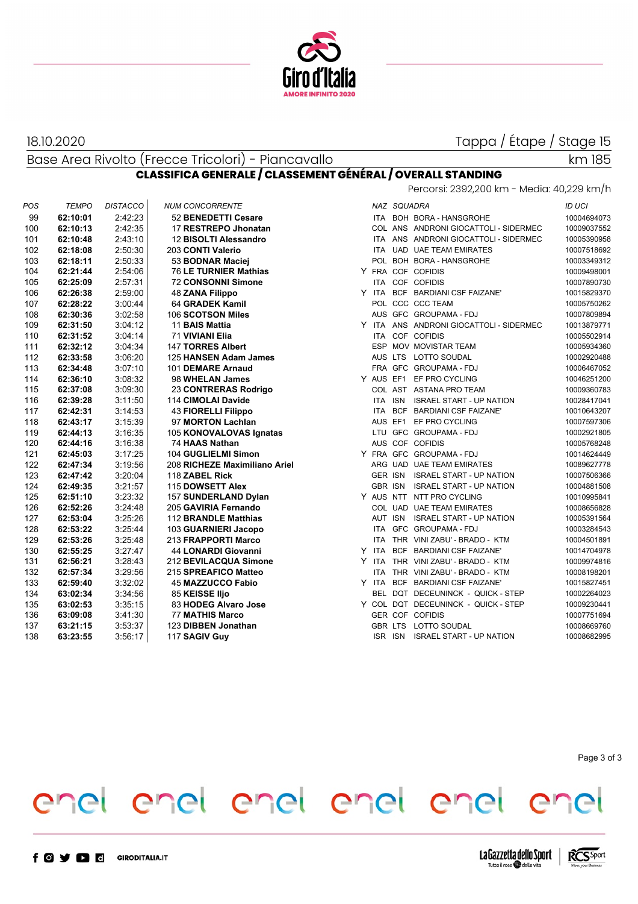18.10.2020

Tappa / Étape / Stage 15

Base Area Rivolto (Frecce Tricolori) - Piancavallo

km 185

## CLASSIFICA GENERALE / CLASSEMENT GÉNÉRAL / OVERALL STANDING

Percorsi: 2392,200 km - Media: 40,229 km/h

| POS | TEMPO | DISTACCO | NUM CONCORRENTE | | NAZ | SQUADRA | | ID UCI |
|---|---|---|---|---|---|---|---|---|
| 99 | **62:10:01** | 2:42:23 | 52 **BENEDETTI Cesare** | | ITA | BOH | BORA - HANSGROHE | 10004694073 |
| 100 | **62:10:13** | 2:42:35 | 17 **RESTREPO Jhonatan** | | COL | ANS | ANDRONI GIOCATTOLI - SIDERMEC | 10009037552 |
| 101 | **62:10:48** | 2:43:10 | 12 **BISOLTI Alessandro** | | ITA | ANS | ANDRONI GIOCATTOLI - SIDERMEC | 10005390958 |
| 102 | **62:18:08** | 2:50:30 | 203 **CONTI Valerio** | | ITA | UAD | UAE TEAM EMIRATES | 10007518692 |
| 103 | **62:18:11** | 2:50:33 | 53 **BODNAR Maciej** | | POL | BOH | BORA - HANSGROHE | 10003349312 |
| 104 | **62:21:44** | 2:54:06 | 76 **LE TURNER Mathias** | Y | FRA | COF | COFIDIS | 10009498001 |
| 105 | **62:25:09** | 2:57:31 | 72 **CONSONNI Simone** | | ITA | COF | COFIDIS | 10007890730 |
| 106 | **62:26:38** | 2:59:00 | 48 **ZANA Filippo** | Y | ITA | BCF | BARDIANI CSF FAIZANE' | 10015829370 |
| 107 | **62:28:22** | 3:00:44 | 64 **GRADEK Kamil** | | POL | CCC | CCC TEAM | 10005750262 |
| 108 | **62:30:36** | 3:02:58 | 106 **SCOTSON Miles** | | AUS | GFC | GROUPAMA - FDJ | 10007809894 |
| 109 | **62:31:50** | 3:04:12 | 11 **BAIS Mattia** | Y | ITA | ANS | ANDRONI GIOCATTOLI - SIDERMEC | 10013879771 |
| 110 | **62:31:52** | 3:04:14 | 71 **VIVIANI Elia** | | ITA | COF | COFIDIS | 10005502914 |
| 111 | **62:32:12** | 3:04:34 | 147 **TORRES Albert** | | ESP | MOV | MOVISTAR TEAM | 10005934360 |
| 112 | **62:33:58** | 3:06:20 | 125 **HANSEN Adam James** | | AUS | LTS | LOTTO SOUDAL | 10002920488 |
| 113 | **62:34:48** | 3:07:10 | 101 **DEMARE Arnaud** | | FRA | GFC | GROUPAMA - FDJ | 10006467052 |
| 114 | **62:36:10** | 3:08:32 | 98 **WHELAN James** | Y | AUS | EF1 | EF PRO CYCLING | 10046251200 |
| 115 | **62:37:08** | 3:09:30 | 23 **CONTRERAS Rodrigo** | | COL | AST | ASTANA PRO TEAM | 10009360783 |
| 116 | **62:39:28** | 3:11:50 | 114 **CIMOLAI Davide** | | ITA | ISN | ISRAEL START - UP NATION | 10028417041 |
| 117 | **62:42:31** | 3:14:53 | 43 **FIORELLI Filippo** | | ITA | BCF | BARDIANI CSF FAIZANE' | 10010643207 |
| 118 | **62:43:17** | 3:15:39 | 97 **MORTON Lachlan** | | AUS | EF1 | EF PRO CYCLING | 10007597306 |
| 119 | **62:44:13** | 3:16:35 | 105 **KONOVALOVAS Ignatas** | | LTU | GFC | GROUPAMA - FDJ | 10002921805 |
| 120 | **62:44:16** | 3:16:38 | 74 **HAAS Nathan** | | AUS | COF | COFIDIS | 10005768248 |
| 121 | **62:45:03** | 3:17:25 | 104 **GUGLIELMI Simon** | Y | FRA | GFC | GROUPAMA - FDJ | 10014624449 |
| 122 | **62:47:34** | 3:19:56 | 208 **RICHEZE Maximiliano Ariel** | | ARG | UAD | UAE TEAM EMIRATES | 10089627778 |
| 123 | **62:47:42** | 3:20:04 | 118 **ZABEL Rick** | | GER | ISN | ISRAEL START - UP NATION | 10007506366 |
| 124 | **62:49:35** | 3:21:57 | 115 **DOWSETT Alex** | | GBR | ISN | ISRAEL START - UP NATION | 10004881508 |
| 125 | **62:51:10** | 3:23:32 | 157 **SUNDERLAND Dylan** | Y | AUS | NTT | NTT PRO CYCLING | 10010995841 |
| 126 | **62:52:26** | 3:24:48 | 205 **GAVIRIA Fernando** | | COL | UAD | UAE TEAM EMIRATES | 10008656828 |
| 127 | **62:53:04** | 3:25:26 | 112 **BRANDLE Matthias** | | AUT | ISN | ISRAEL START - UP NATION | 10005391564 |
| 128 | **62:53:22** | 3:25:44 | 103 **GUARNIERI Jacopo** | | ITA | GFC | GROUPAMA - FDJ | 10003284543 |
| 129 | **62:53:26** | 3:25:48 | 213 **FRAPPORTI Marco** | | ITA | THR | VINI ZABU' - BRADO - KTM | 10004501891 |
| 130 | **62:55:25** | 3:27:47 | 44 **LONARDI Giovanni** | Y | ITA | BCF | BARDIANI CSF FAIZANE' | 10014704978 |
| 131 | **62:56:21** | 3:28:43 | 212 **BEVILACQUA Simone** | Y | ITA | THR | VINI ZABU' - BRADO - KTM | 10009974816 |
| 132 | **62:57:34** | 3:29:56 | 215 **SPREAFICO Matteo** | | ITA | THR | VINI ZABU' - BRADO - KTM | 10008198201 |
| 133 | **62:59:40** | 3:32:02 | 45 **MAZZUCCO Fabio** | Y | ITA | BCF | BARDIANI CSF FAIZANE' | 10015827451 |
| 134 | **63:02:34** | 3:34:56 | 85 **KEISSE Iljo** | | BEL | DQT | DECEUNINCK - QUICK - STEP | 10002264023 |
| 135 | **63:02:53** | 3:35:15 | 83 **HODEG Alvaro Jose** | Y | COL | DQT | DECEUNINCK - QUICK - STEP | 10009230441 |
| 136 | **63:09:08** | 3:41:30 | 77 **MATHIS Marco** | | GER | COF | COFIDIS | 10007751694 |
| 137 | **63:21:15** | 3:53:37 | 123 **DIBBEN Jonathan** | | GBR | LTS | LOTTO SOUDAL | 10008669760 |
| 138 | **63:23:55** | 3:56:17 | 117 **SAGIV Guy** | | ISR | ISN | ISRAEL START - UP NATION | 10008682995 |